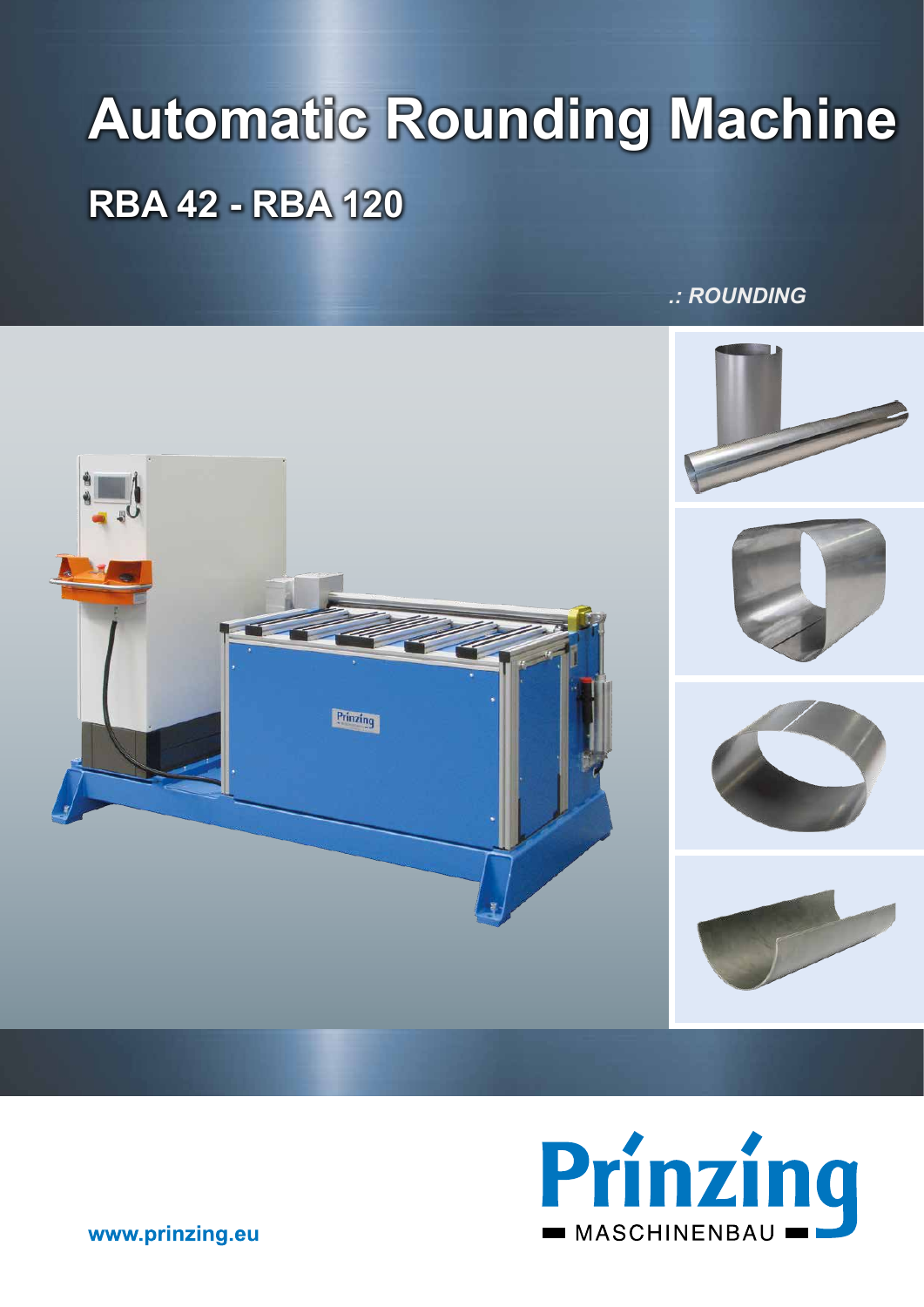# Automatic Rounding Machine

## RBA 42 - RBA 120

*.: ROUNDING*

Prinzing

MASCHINENBAU

www.prinzing.eu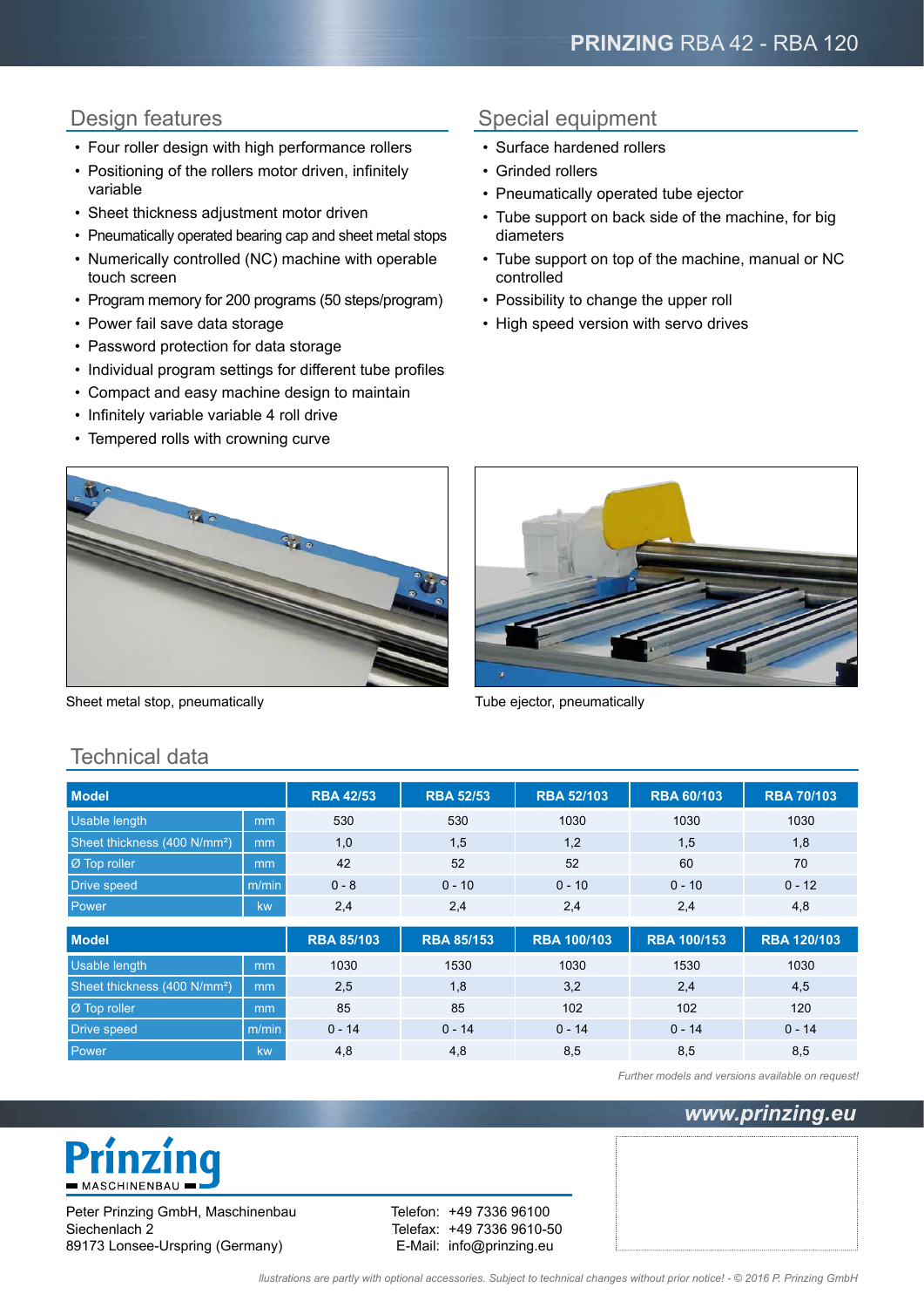## Design features

- Four roller design with high performance rollers
- Positioning of the rollers motor driven, infinitely variable
- Sheet thickness adjustment motor driven
- Pneumatically operated bearing cap and sheet metal stops
- Numerically controlled (NC) machine with operable touch screen
- Program memory for 200 programs (50 steps/program)
- Power fail save data storage
- Password protection for data storage
- Individual program settings for different tube profiles
- Compact and easy machine design to maintain
- Infinitely variable variable 4 roll drive
- Tempered rolls with crowning curve

## Special equipment

- Surface hardened rollers
- Grinded rollers
- Pneumatically operated tube ejector
- Tube support on back side of the machine, for big diameters
- Tube support on top of the machine, manual or NC controlled
- Possibility to change the upper roll
- High speed version with servo drives

Sheet metal stop, pneumatically

Tube ejector, pneumatically

## Technical data

| Model | | RBA 42/53 | RBA 52/53 | RBA 52/103 | RBA 60/103 | RBA 70/103 |
|---|---|---|---|---|---|---|
| Usable length | mm | 530 | 530 | 1030 | 1030 | 1030 |
| Sheet thickness (400 N/mm²) | mm | 1,0 | 1,5 | 1,2 | 1,5 | 1,8 |
| Ø Top roller | mm | 42 | 52 | 52 | 60 | 70 |
| Drive speed | m/min | 0 - 8 | 0 - 10 | 0 - 10 | 0 - 10 | 0 - 12 |
| Power | kw | 2,4 | 2,4 | 2,4 | 2,4 | 4,8 |
| **Model** | | **RBA 85/103** | **RBA 85/153** | **RBA 100/103** | **RBA 100/153** | **RBA 120/103** |
| Usable length | mm | 1030 | 1530 | 1030 | 1530 | 1030 |
| Sheet thickness (400 N/mm²) | mm | 2,5 | 1,8 | 3,2 | 2,4 | 4,5 |
| Ø Top roller | mm | 85 | 85 | 102 | 102 | 120 |
| Drive speed | m/min | 0 - 14 | 0 - 14 | 0 - 14 | 0 - 14 | 0 - 14 |
| Power | kw | 4,8 | 4,8 | 8,5 | 8,5 | 8,5 |

*Further models and versions available on request!*

**www.prinzing.eu**

Prinzing MASCHINENBAU

Peter Prinzing GmbH, Maschinenbau
Siechenlach 2
89173 Lonsee-Urspring (Germany)

Telefon: +49 7336 96100
Telefax: +49 7336 9610-50
E-Mail: info@prinzing.eu

*llustrations are partly with optional accessories. Subject to technical changes without prior notice! - © 2016 P. Prinzing GmbH*